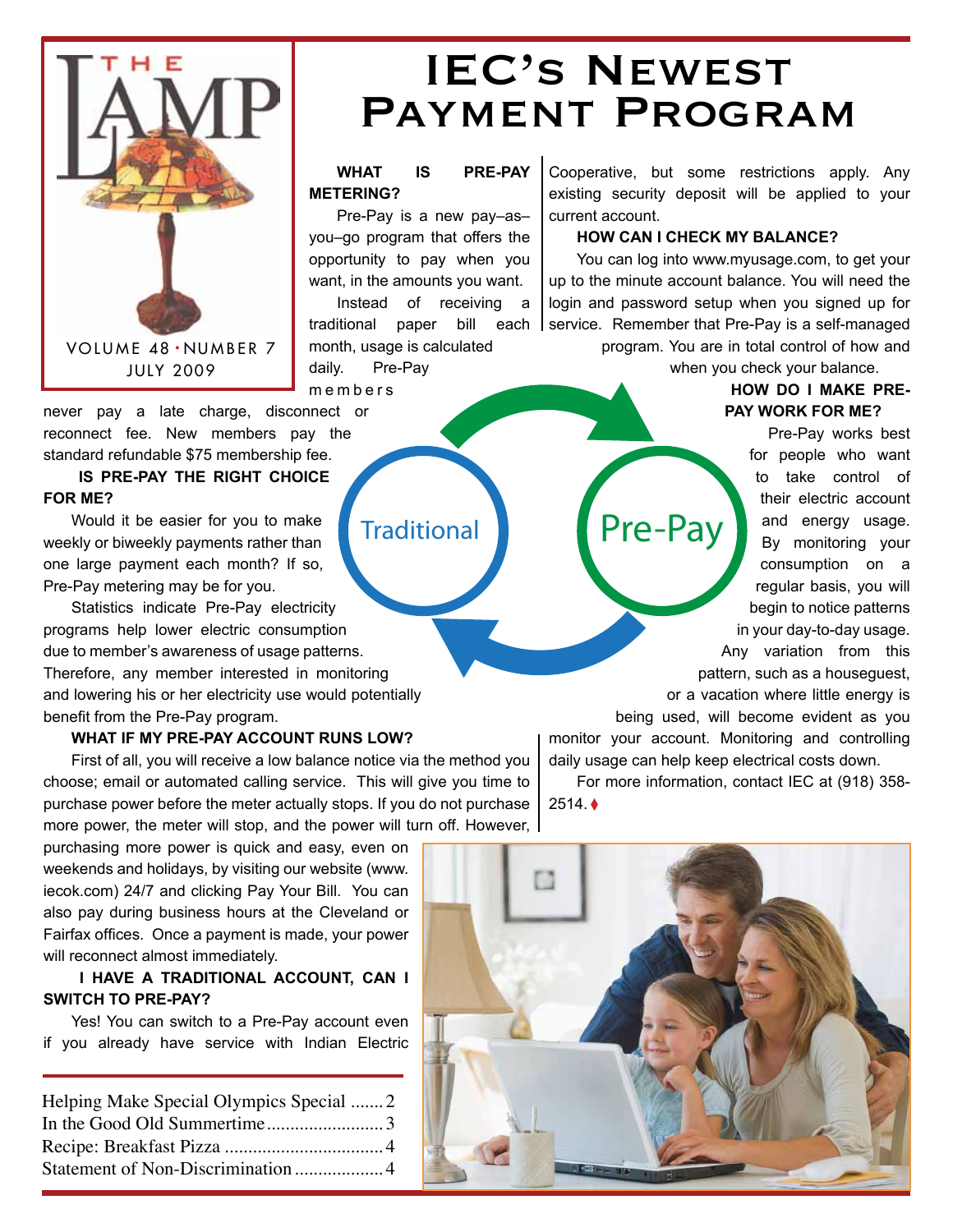# THE LAMP

VOLUME 48 • NUMBER 7
JULY 2009

# IEC's Newest Payment Program

**WHAT IS PRE-PAY METERING?**

Pre-Pay is a new pay–as–you–go program that offers the opportunity to pay when you want, in the amounts you want.

Instead of receiving a traditional paper bill each month, usage is calculated daily. Pre-Pay members never pay a late charge, disconnect or reconnect fee. New members pay the standard refundable $75 membership fee.

**IS PRE-PAY THE RIGHT CHOICE FOR ME?**

Would it be easier for you to make weekly or biweekly payments rather than one large payment each month? If so, Pre-Pay metering may be for you.

Statistics indicate Pre-Pay electricity programs help lower electric consumption due to member's awareness of usage patterns. Therefore, any member interested in monitoring and lowering his or her electricity use would potentially benefit from the Pre-Pay program.

**WHAT IF MY PRE-PAY ACCOUNT RUNS LOW?**

First of all, you will receive a low balance notice via the method you choose; email or automated calling service. This will give you time to purchase power before the meter actually stops. If you do not purchase more power, the meter will stop, and the power will turn off. However, purchasing more power is quick and easy, even on weekends and holidays, by visiting our website (www.iecok.com) 24/7 and clicking Pay Your Bill. You can also pay during business hours at the Cleveland or Fairfax offices. Once a payment is made, your power will reconnect almost immediately.

**I HAVE A TRADITIONAL ACCOUNT, CAN I SWITCH TO PRE-PAY?**

Yes! You can switch to a Pre-Pay account even if you already have service with Indian Electric Cooperative, but some restrictions apply. Any existing security deposit will be applied to your current account.

**HOW CAN I CHECK MY BALANCE?**

You can log into www.myusage.com, to get your up to the minute account balance. You will need the login and password setup when you signed up for service. Remember that Pre-Pay is a self-managed program. You are in total control of how and when you check your balance.

**HOW DO I MAKE PRE-PAY WORK FOR ME?**

Pre-Pay works best for people who want to take control of their electric account and energy usage. By monitoring your consumption on a regular basis, you will begin to notice patterns in your day-to-day usage. Any variation from this pattern, such as a houseguest, or a vacation where little energy is being used, will become evident as you monitor your account. Monitoring and controlling daily usage can help keep electrical costs down.

For more information, contact IEC at (918) 358-2514. ♦

Traditional | Pre-Pay

| | |
|---|---|
| Helping Make Special Olympics Special | 2 |
| In the Good Old Summertime | 3 |
| Recipe: Breakfast Pizza | 4 |
| Statement of Non-Discrimination | 4 |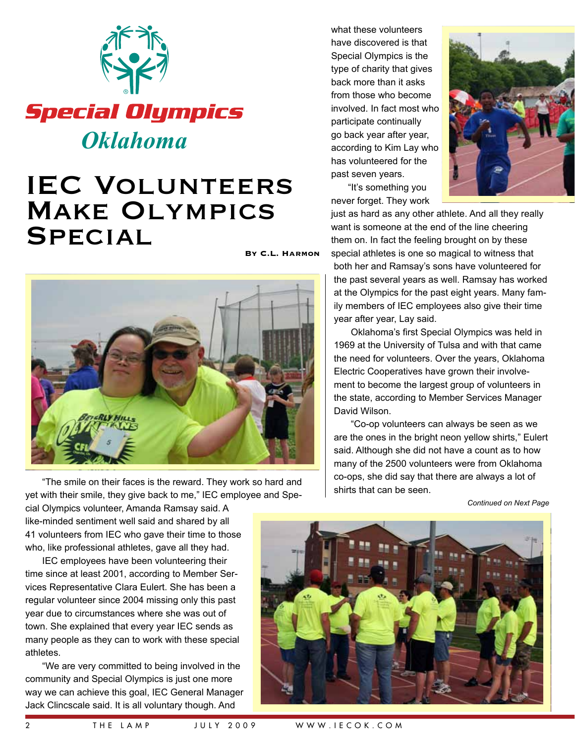Special Olympics

Oklahoma

# IEC Volunteers Make Olympics Special

**By C.L. Harmon**

"The smile on their faces is the reward. They work so hard and yet with their smile, they give back to me," IEC employee and Special Olympics volunteer, Amanda Ramsay said. A like-minded sentiment well said and shared by all 41 volunteers from IEC who gave their time to those who, like professional athletes, gave all they had.

IEC employees have been volunteering their time since at least 2001, according to Member Services Representative Clara Eulert. She has been a regular volunteer since 2004 missing only this past year due to circumstances where she was out of town. She explained that every year IEC sends as many people as they can to work with these special athletes.

"We are very committed to being involved in the community and Special Olympics is just one more way we can achieve this goal, IEC General Manager Jack Clincscale said. It is all voluntary though. And what these volunteers have discovered is that Special Olympics is the type of charity that gives back more than it asks from those who become involved. In fact most who participate continually go back year after year, according to Kim Lay who has volunteered for the past seven years.

"It's something you never forget. They work just as hard as any other athlete. And all they really want is someone at the end of the line cheering them on. In fact the feeling brought on by these special athletes is one so magical to witness that both her and Ramsay's sons have volunteered for the past several years as well. Ramsay has worked at the Olympics for the past eight years. Many family members of IEC employees also give their time year after year, Lay said.

Oklahoma's first Special Olympics was held in 1969 at the University of Tulsa and with that came the need for volunteers. Over the years, Oklahoma Electric Cooperatives have grown their involvement to become the largest group of volunteers in the state, according to Member Services Manager David Wilson.

"Co-op volunteers can always be seen as we are the ones in the bright neon yellow shirts," Eulert said. Although she did not have a count as to how many of the 2500 volunteers were from Oklahoma co-ops, she did say that there are always a lot of shirts that can be seen.

*Continued on Next Page*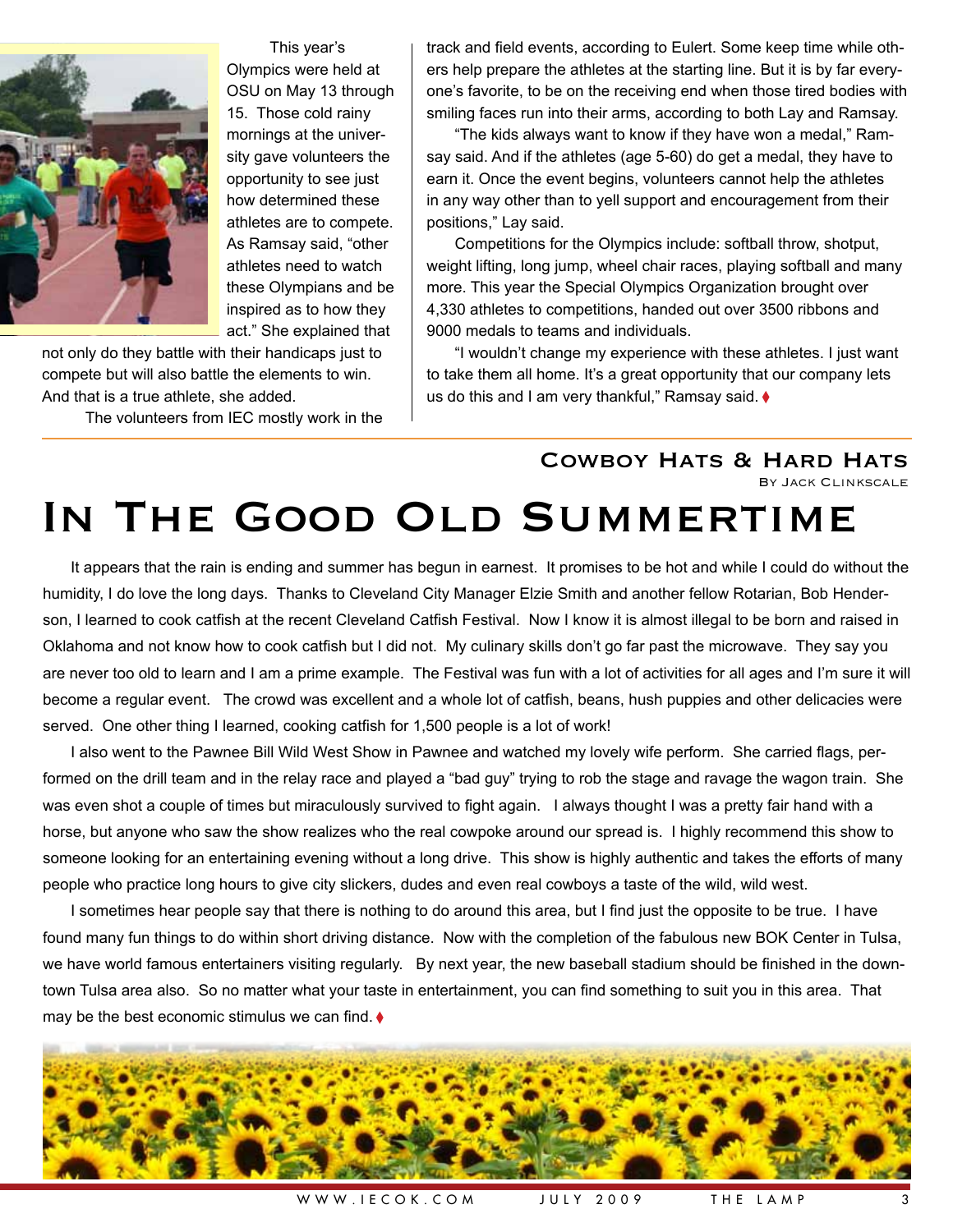This year's Olympics were held at OSU on May 13 through 15. Those cold rainy mornings at the university gave volunteers the opportunity to see just how determined these athletes are to compete. As Ramsay said, "other athletes need to watch these Olympians and be inspired as to how they act." She explained that not only do they battle with their handicaps just to compete but will also battle the elements to win. And that is a true athlete, she added.

The volunteers from IEC mostly work in the track and field events, according to Eulert. Some keep time while others help prepare the athletes at the starting line. But it is by far everyone's favorite, to be on the receiving end when those tired bodies with smiling faces run into their arms, according to both Lay and Ramsay.

"The kids always want to know if they have won a medal," Ramsay said. And if the athletes (age 5-60) do get a medal, they have to earn it. Once the event begins, volunteers cannot help the athletes in any way other than to yell support and encouragement from their positions," Lay said.

Competitions for the Olympics include: softball throw, shotput, weight lifting, long jump, wheel chair races, playing softball and many more. This year the Special Olympics Organization brought over 4,330 athletes to competitions, handed out over 3500 ribbons and 9000 medals to teams and individuals.

"I wouldn't change my experience with these athletes. I just want to take them all home. It's a great opportunity that our company lets us do this and I am very thankful," Ramsay said. ♦

---

## Cowboy Hats & Hard Hats

By Jack Clinkscale

# In The Good Old Summertime

It appears that the rain is ending and summer has begun in earnest. It promises to be hot and while I could do without the humidity, I do love the long days. Thanks to Cleveland City Manager Elzie Smith and another fellow Rotarian, Bob Henderson, I learned to cook catfish at the recent Cleveland Catfish Festival. Now I know it is almost illegal to be born and raised in Oklahoma and not know how to cook catfish but I did not. My culinary skills don't go far past the microwave. They say you are never too old to learn and I am a prime example. The Festival was fun with a lot of activities for all ages and I'm sure it will become a regular event. The crowd was excellent and a whole lot of catfish, beans, hush puppies and other delicacies were served. One other thing I learned, cooking catfish for 1,500 people is a lot of work!

I also went to the Pawnee Bill Wild West Show in Pawnee and watched my lovely wife perform. She carried flags, performed on the drill team and in the relay race and played a "bad guy" trying to rob the stage and ravage the wagon train. She was even shot a couple of times but miraculously survived to fight again. I always thought I was a pretty fair hand with a horse, but anyone who saw the show realizes who the real cowpoke around our spread is. I highly recommend this show to someone looking for an entertaining evening without a long drive. This show is highly authentic and takes the efforts of many people who practice long hours to give city slickers, dudes and even real cowboys a taste of the wild, wild west.

I sometimes hear people say that there is nothing to do around this area, but I find just the opposite to be true. I have found many fun things to do within short driving distance. Now with the completion of the fabulous new BOK Center in Tulsa, we have world famous entertainers visiting regularly. By next year, the new baseball stadium should be finished in the downtown Tulsa area also. So no matter what your taste in entertainment, you can find something to suit you in this area. That may be the best economic stimulus we can find. ♦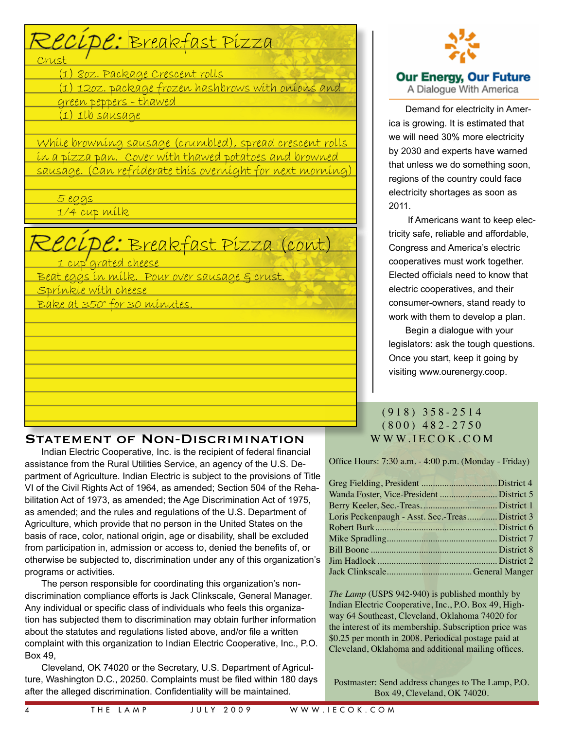# Recipe: Breakfast Pizza

Crust

(1) 8oz. Package Crescent rolls

(1) 12oz. package frozen hashbrows with onions and green peppers - thawed

(1) 1lb sausage

While browning sausage (crumbled), spread crescent rolls in a pizza pan. Cover with thawed potatoes and browned sausage. (Can refriderate this overnight for next morning)

5 eggs

1/4 cup milk

# Recipe: Breakfast Pizza (cont)

1 cup grated cheese

Beat eggs in milk. Pour over sausage & crust.

Sprinkle with cheese

Bake at 350° for 30 minutes.

## Statement of Non-Discrimination

Indian Electric Cooperative, Inc. is the recipient of federal financial assistance from the Rural Utilities Service, an agency of the U.S. Department of Agriculture. Indian Electric is subject to the provisions of Title VI of the Civil Rights Act of 1964, as amended; Section 504 of the Rehabilitation Act of 1973, as amended; the Age Discrimination Act of 1975, as amended; and the rules and regulations of the U.S. Department of Agriculture, which provide that no person in the United States on the basis of race, color, national origin, age or disability, shall be excluded from participation in, admission or access to, denied the benefits of, or otherwise be subjected to, discrimination under any of this organization's programs or activities.

The person responsible for coordinating this organization's non-discrimination compliance efforts is Jack Clinkscale, General Manager. Any individual or specific class of individuals who feels this organization has subjected them to discrimination may obtain further information about the statutes and regulations listed above, and/or file a written complaint with this organization to Indian Electric Cooperative, Inc., P.O. Box 49,

Cleveland, OK 74020 or the Secretary, U.S. Department of Agriculture, Washington D.C., 20250. Complaints must be filed within 180 days after the alleged discrimination. Confidentiality will be maintained.

**Our Energy, Our Future**
A Dialogue With America

Demand for electricity in America is growing. It is estimated that we will need 30% more electricity by 2030 and experts have warned that unless we do something soon, regions of the country could face electricity shortages as soon as 2011.

If Americans want to keep electricity safe, reliable and affordable, Congress and America's electric cooperatives must work together. Elected officials need to know that electric cooperatives, and their consumer-owners, stand ready to work with them to develop a plan.

Begin a dialogue with your legislators: ask the tough questions. Once you start, keep it going by visiting www.ourenergy.coop.

(918) 358-2514
(800) 482-2750
WWW.IECOK.COM

Office Hours: 7:30 a.m. - 4:00 p.m. (Monday - Friday)

| | |
|---|---|
| Greg Fielding, President | District 4 |
| Wanda Foster, Vice-President | District 5 |
| Berry Keeler, Sec.-Treas. | District 1 |
| Loris Peckenpaugh - Asst. Sec.-Treas. | District 3 |
| Robert Burk | District 6 |
| Mike Spradling | District 7 |
| Bill Boone | District 8 |
| Jim Hadlock | District 2 |
| Jack Clinkscale | General Manger |

*The Lamp* (USPS 942-940) is published monthly by Indian Electric Cooperative, Inc., P.O. Box 49, Highway 64 Southeast, Cleveland, Oklahoma 74020 for the interest of its membership. Subscription price was $0.25 per month in 2008. Periodical postage paid at Cleveland, Oklahoma and additional mailing offices.

Postmaster: Send address changes to The Lamp, P.O. Box 49, Cleveland, OK 74020.